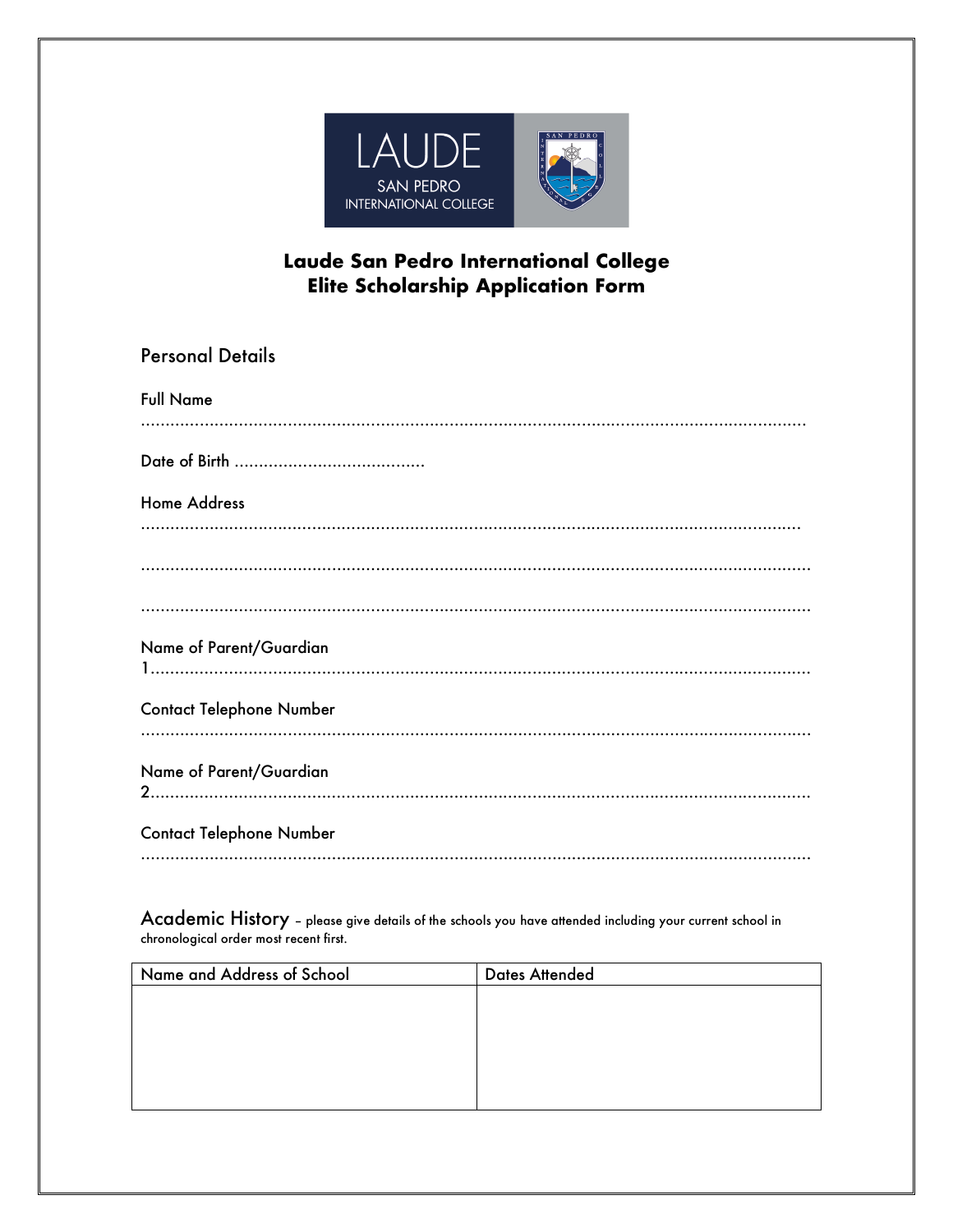LAUDE
SAN PEDRO
INTERNATIONAL COLLEGE

# Laude San Pedro International College
# Elite Scholarship Application Form

## Personal Details

Full Name

.......................................................................................................................................

Date of Birth .......................................

Home Address

.......................................................................................................................................

.......................................................................................................................................

.......................................................................................................................................

Name of Parent/Guardian
1.....................................................................................................................................

Contact Telephone Number
.......................................................................................................................................

Name of Parent/Guardian
2.....................................................................................................................................

Contact Telephone Number
.......................................................................................................................................

## Academic History – please give details of the schools you have attended including your current school in chronological order most recent first.

| Name and Address of School | Dates Attended |
| --- | --- |
| | |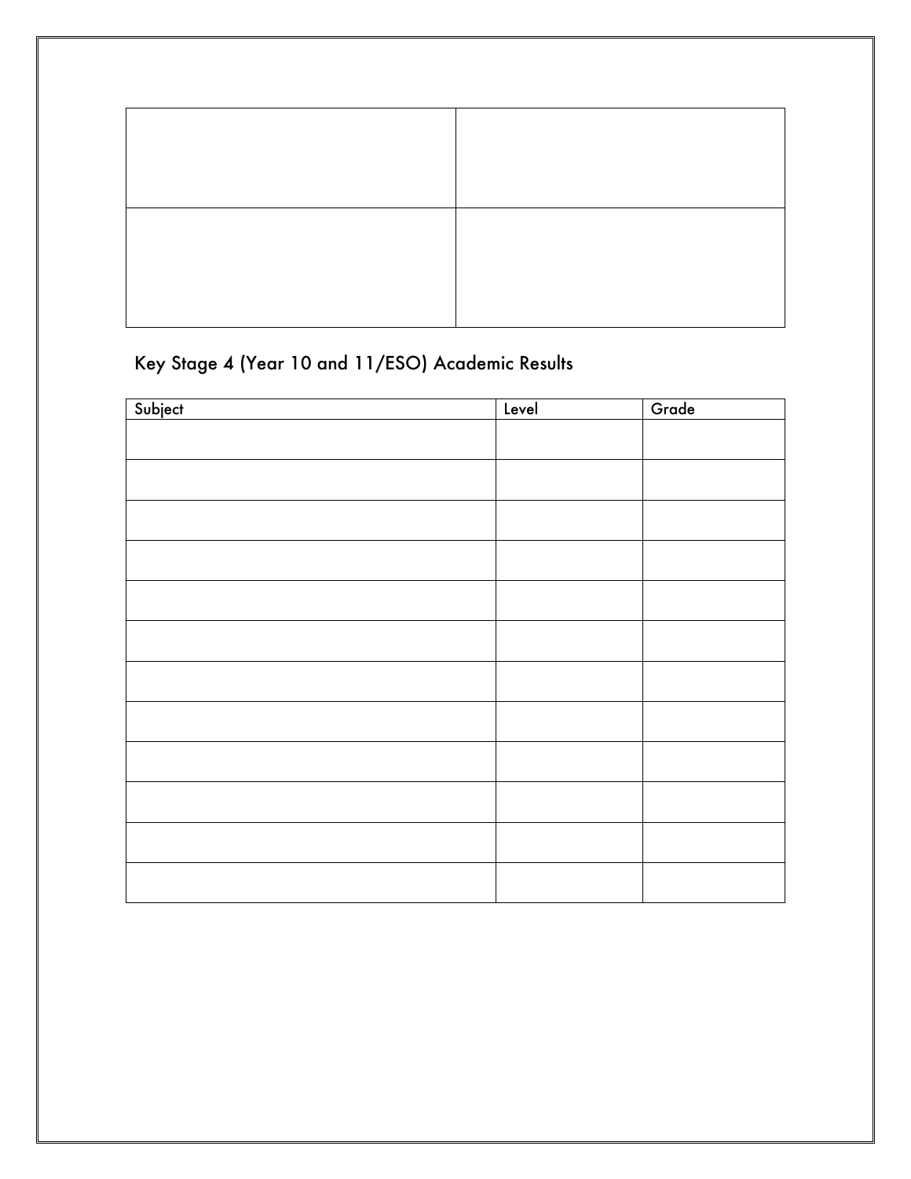| | |
|---|---|
| | |
| | |

## Key Stage 4 (Year 10 and 11/ESO) Academic Results

| Subject | Level | Grade |
|---|---|---|
| | | |
| | | |
| | | |
| | | |
| | | |
| | | |
| | | |
| | | |
| | | |
| | | |
| | | |
| | | |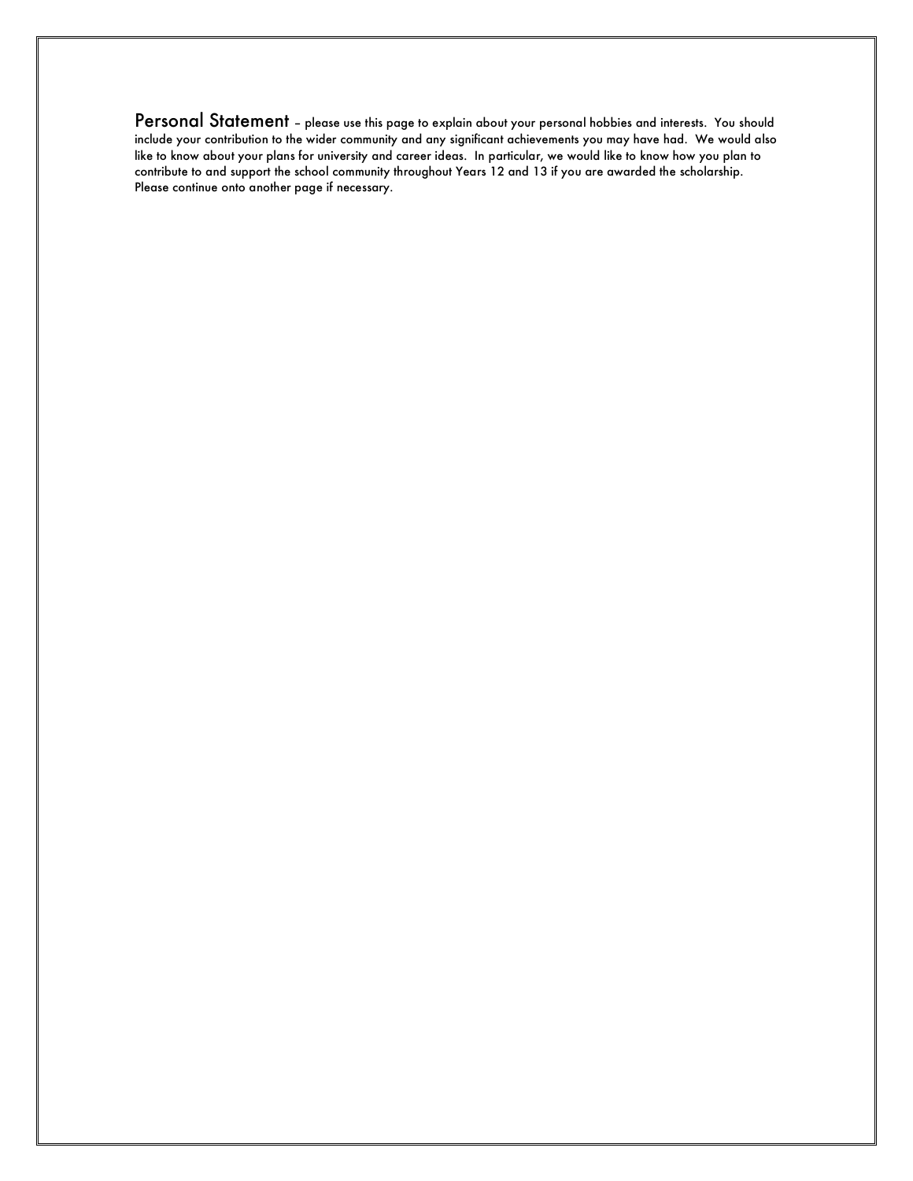**Personal Statement** – please use this page to explain about your personal hobbies and interests. You should include your contribution to the wider community and any significant achievements you may have had. We would also like to know about your plans for university and career ideas. In particular, we would like to know how you plan to contribute to and support the school community throughout Years 12 and 13 if you are awarded the scholarship. Please continue onto another page if necessary.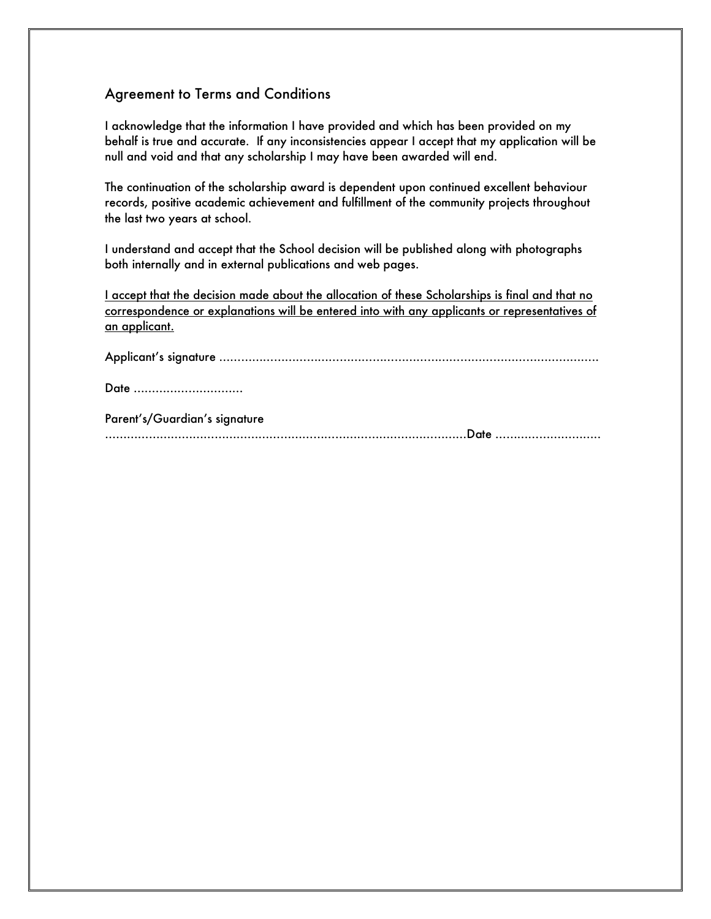## Agreement to Terms and Conditions

I acknowledge that the information I have provided and which has been provided on my behalf is true and accurate. If any inconsistencies appear I accept that my application will be null and void and that any scholarship I may have been awarded will end.

The continuation of the scholarship award is dependent upon continued excellent behaviour records, positive academic achievement and fulfillment of the community projects throughout the last two years at school.

I understand and accept that the School decision will be published along with photographs both internally and in external publications and web pages.

<u>I accept that the decision made about the allocation of these Scholarships is final and that no correspondence or explanations will be entered into with any applicants or representatives of an applicant.</u>

Applicant's signature .......................................................................................................

Date ..............................

Parent's/Guardian's signature

..................................................................................................Date .............................